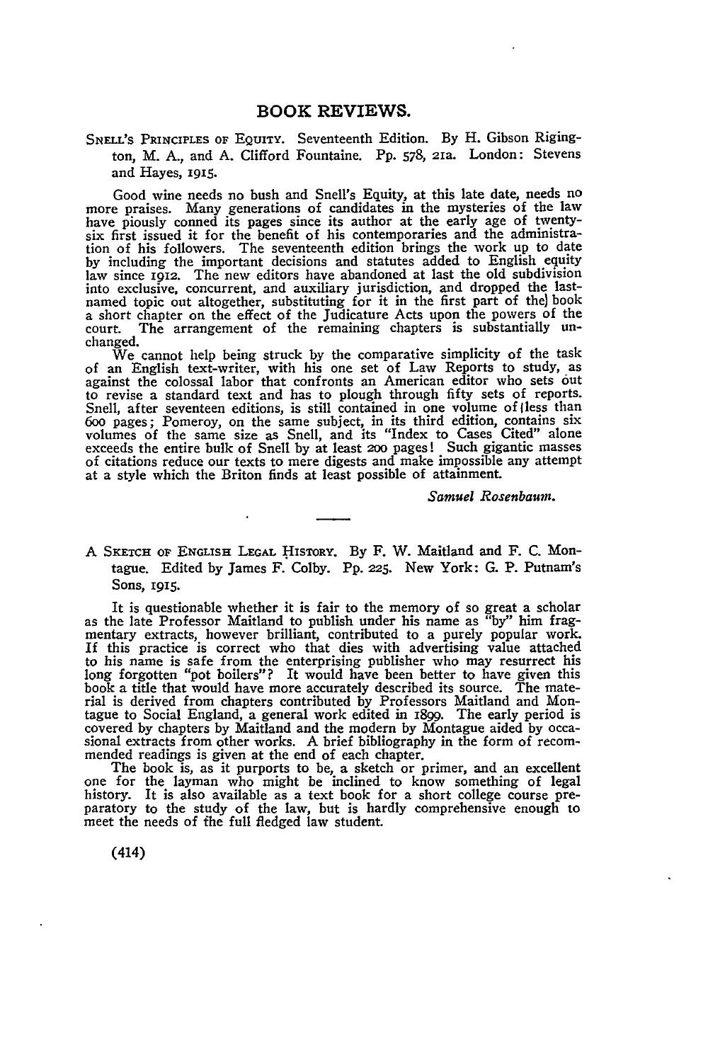# BOOK REVIEWS.

SNELL'S PRINCIPLES OF EQUITY. Seventeenth Edition. By H. Gibson Rigington, M. A., and A. Clifford Fountaine. Pp. 578, 21a. London: Stevens and Hayes, 1915.

Good wine needs no bush and Snell's Equity, at this late date, needs no more praises. Many generations of candidates in the mysteries of the law have piously conned its pages since its author at the early age of twenty-six first issued it for the benefit of his contemporaries and the administration of his followers. The seventeenth edition brings the work up to date by including the important decisions and statutes added to English equity law since 1912. The new editors have abandoned at last the old subdivision into exclusive, concurrent, and auxiliary jurisdiction, and dropped the last-named topic out altogether, substituting for it in the first part of the book a short chapter on the effect of the Judicature Acts upon the powers of the court. The arrangement of the remaining chapters is substantially unchanged.

We cannot help being struck by the comparative simplicity of the task of an English text-writer, with his one set of Law Reports to study, as against the colossal labor that confronts an American editor who sets out to revise a standard text and has to plough through fifty sets of reports. Snell, after seventeen editions, is still contained in one volume of less than 600 pages; Pomeroy, on the same subject, in its third edition, contains six volumes of the same size as Snell, and its "Index to Cases Cited" alone exceeds the entire bulk of Snell by at least 200 pages! Such gigantic masses of citations reduce our texts to mere digests and make impossible any attempt at a style which the Briton finds at least possible of attainment.

*Samuel Rosenbaum.*

---

A SKETCH OF ENGLISH LEGAL HISTORY. By F. W. Maitland and F. C. Montague. Edited by James F. Colby. Pp. 225. New York: G. P. Putnam's Sons, 1915.

It is questionable whether it is fair to the memory of so great a scholar as the late Professor Maitland to publish under his name as "by" him fragmentary extracts, however brilliant, contributed to a purely popular work. If this practice is correct who that dies with advertising value attached to his name is safe from the enterprising publisher who may resurrect his long forgotten "pot boilers"? It would have been better to have given this book a title that would have more accurately described its source. The material is derived from chapters contributed by Professors Maitland and Montague to Social England, a general work edited in 1899. The early period is covered by chapters by Maitland and the modern by Montague aided by occasional extracts from other works. A brief bibliography in the form of recommended readings is given at the end of each chapter.

The book is, as it purports to be, a sketch or primer, and an excellent one for the layman who might be inclined to know something of legal history. It is also available as a text book for a short college course preparatory to the study of the law, but is hardly comprehensive enough to meet the needs of the full fledged law student.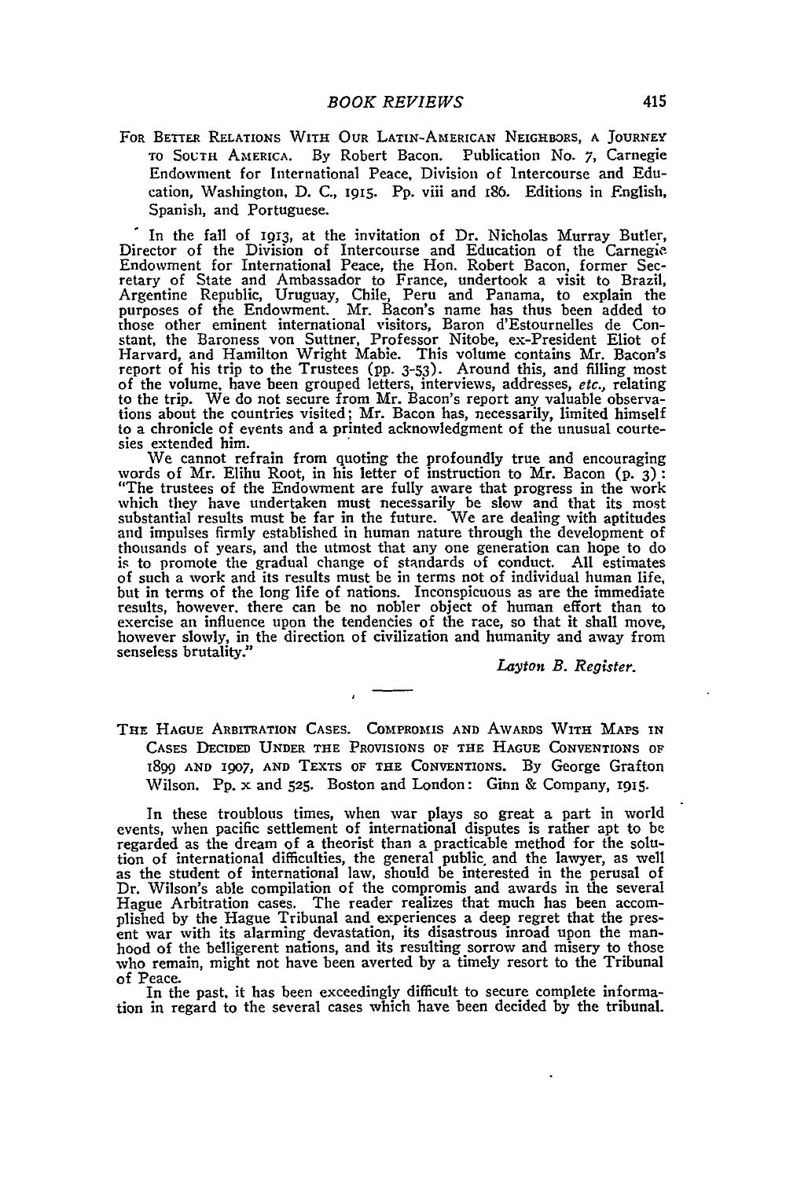FOR BETTER RELATIONS WITH OUR LATIN-AMERICAN NEIGHBORS, A JOURNEY TO SOUTH AMERICA. By Robert Bacon. Publication No. 7, Carnegie Endowment for International Peace, Division of Intercourse and Education, Washington, D. C., 1915. Pp. viii and 186. Editions in English, Spanish, and Portuguese.

In the fall of 1913, at the invitation of Dr. Nicholas Murray Butler, Director of the Division of Intercourse and Education of the Carnegie Endowment for International Peace, the Hon. Robert Bacon, former Secretary of State and Ambassador to France, undertook a visit to Brazil, Argentine Republic, Uruguay, Chile, Peru and Panama, to explain the purposes of the Endowment. Mr. Bacon's name has thus been added to those other eminent international visitors, Baron d'Estournelles de Constant, the Baroness von Suttner, Professor Nitobe, ex-President Eliot of Harvard, and Hamilton Wright Mabie. This volume contains Mr. Bacon's report of his trip to the Trustees (pp. 3-53). Around this, and filling most of the volume, have been grouped letters, interviews, addresses, *etc.*, relating to the trip. We do not secure from Mr. Bacon's report any valuable observations about the countries visited; Mr. Bacon has, necessarily, limited himself to a chronicle of events and a printed acknowledgment of the unusual courtesies extended him.

We cannot refrain from quoting the profoundly true and encouraging words of Mr. Elihu Root, in his letter of instruction to Mr. Bacon (p. 3): "The trustees of the Endowment are fully aware that progress in the work which they have undertaken must necessarily be slow and that its most substantial results must be far in the future. We are dealing with aptitudes and impulses firmly established in human nature through the development of thousands of years, and the utmost that any one generation can hope to do is to promote the gradual change of standards of conduct. All estimates of such a work and its results must be in terms not of individual human life, but in terms of the long life of nations. Inconspicuous as are the immediate results, however, there can be no nobler object of human effort than to exercise an influence upon the tendencies of the race, so that it shall move, however slowly, in the direction of civilization and humanity and away from senseless brutality."

*Layton B. Register.*

---

THE HAGUE ARBITRATION CASES. COMPROMIS AND AWARDS WITH MAPS IN CASES DECIDED UNDER THE PROVISIONS OF THE HAGUE CONVENTIONS OF 1899 AND 1907, AND TEXTS OF THE CONVENTIONS. By George Grafton Wilson. Pp. x and 525. Boston and London: Ginn & Company, 1915.

In these troublous times, when war plays so great a part in world events, when pacific settlement of international disputes is rather apt to be regarded as the dream of a theorist than a practicable method for the solution of international difficulties, the general public and the lawyer, as well as the student of international law, should be interested in the perusal of Dr. Wilson's able compilation of the compromis and awards in the several Hague Arbitration cases. The reader realizes that much has been accomplished by the Hague Tribunal and experiences a deep regret that the present war with its alarming devastation, its disastrous inroad upon the manhood of the belligerent nations, and its resulting sorrow and misery to those who remain, might not have been averted by a timely resort to the Tribunal of Peace.

In the past, it has been exceedingly difficult to secure complete information in regard to the several cases which have been decided by the tribunal.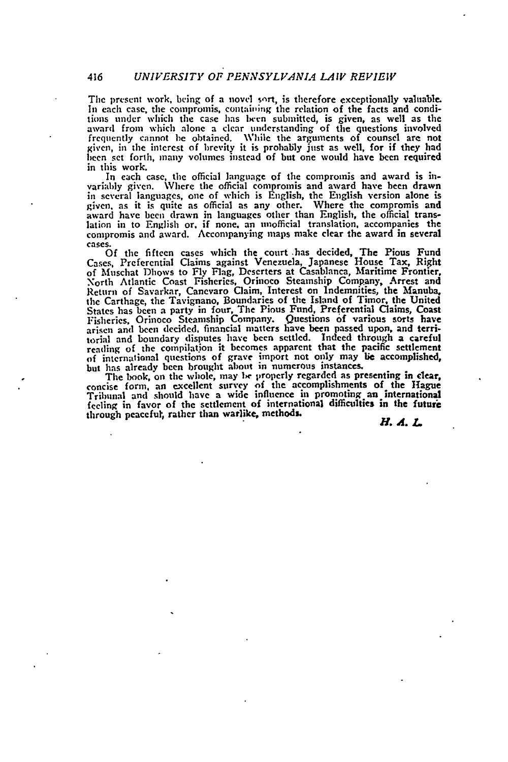The present work, being of a novel sort, is therefore exceptionally valuable. In each case, the compromis, containing the relation of the facts and conditions under which the case has been submitted, is given, as well as the award from which alone a clear understanding of the questions involved frequently cannot be obtained. While the arguments of counsel are not given, in the interest of brevity it is probably just as well, for if they had been set forth, many volumes instead of but one would have been required in this work.

In each case, the official language of the compromis and award is invariably given. Where the official compromis and award have been drawn in several languages, one of which is English, the English version alone is given, as it is quite as official as any other. Where the compromis and award have been drawn in languages other than English, the official translation in to English or, if none, an unofficial translation, accompanies the compromis and award. Accompanying maps make clear the award in several cases.

Of the fifteen cases which the court has decided, The Pious Fund Cases, Preferential Claims against Venezuela, Japanese House Tax, Right of Muschat Dhows to Fly Flag, Deserters at Casablanca, Maritime Frontier, North Atlantic Coast Fisheries, Orinoco Steamship Company, Arrest and Return of Savarkar, Canevaro Claim, Interest on Indemnities, the Manuba, the Carthage, the Tavignano, Boundaries of the Island of Timor, the United States has been a party in four, The Pious Fund, Preferential Claims, Coast Fisheries, Orinoco Steamship Company. Questions of various sorts have arisen and been decided, financial matters have been passed upon, and territorial and boundary disputes have been settled. Indeed through a careful reading of the compilation it becomes apparent that the pacific settlement of international questions of grave import not only may be accomplished, but has already been brought about in numerous instances.

The book, on the whole, may be properly regarded as presenting in clear, concise form, an excellent survey of the accomplishments of the Hague Tribunal and should have a wide influence in promoting an international feeling in favor of the settlement of international difficulties in the future through peaceful, rather than warlike, methods.

*H. A. L.*